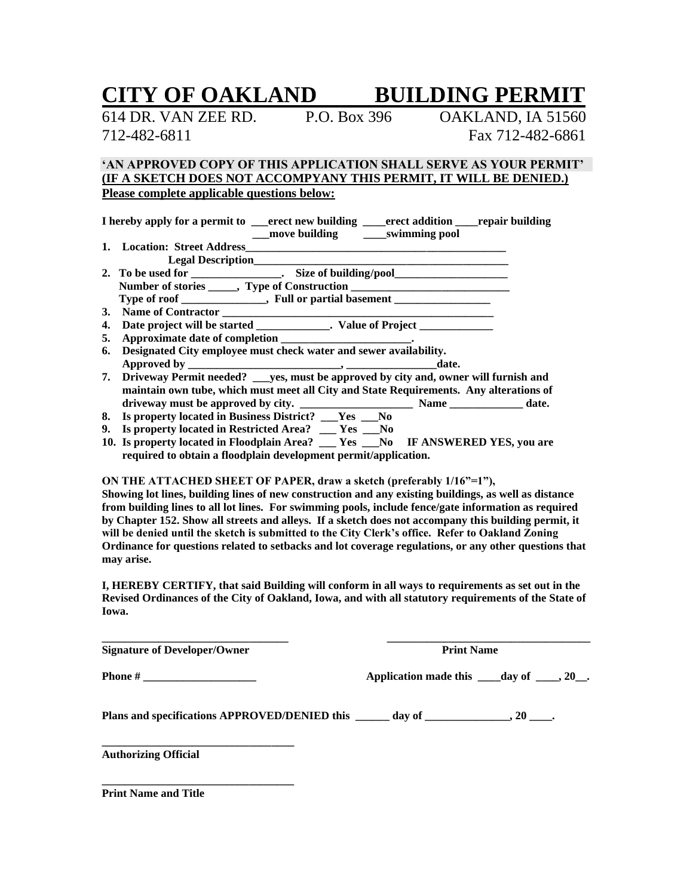# CITY OF OAKLAND BUILDING PERMIT

614 DR. VAN ZEE RD. P.O. Box 396 OAKLAND, IA 51560
712-482-6811 Fax 712-482-6861

**'AN APPROVED COPY OF THIS APPLICATION SHALL SERVE AS YOUR PERMIT'**
**(IF A SKETCH DOES NOT ACCOMPYANY THIS PERMIT, IT WILL BE DENIED.)**
**Please complete applicable questions below:**

**I hereby apply for a permit to \_\_\_erect new building \_\_\_\_erect addition \_\_\_\_repair building \_\_\_move building \_\_\_\_swimming pool**

1. **Location: Street Address\_\_\_\_\_\_\_\_\_\_\_\_\_\_\_\_\_\_\_\_\_\_\_\_\_\_\_\_\_\_\_\_\_\_\_\_\_\_\_\_\_\_\_\_\_\_\_**
   **Legal Description\_\_\_\_\_\_\_\_\_\_\_\_\_\_\_\_\_\_\_\_\_\_\_\_\_\_\_\_\_\_\_\_\_\_\_\_\_\_\_\_\_\_\_\_\_\_\_**
2. **To be used for \_\_\_\_\_\_\_\_\_\_\_\_\_\_\_\_. Size of building/pool\_\_\_\_\_\_\_\_\_\_\_\_\_\_\_\_\_\_\_\_**
   **Number of stories \_\_\_\_\_, Type of Construction \_\_\_\_\_\_\_\_\_\_\_\_\_\_\_\_\_\_\_\_\_\_\_\_\_\_\_\_\_**
   **Type of roof \_\_\_\_\_\_\_\_\_\_\_\_\_\_\_, Full or partial basement \_\_\_\_\_\_\_\_\_\_\_\_\_\_\_\_\_**
3. **Name of Contractor \_\_\_\_\_\_\_\_\_\_\_\_\_\_\_\_\_\_\_\_\_\_\_\_\_\_\_\_\_\_\_\_\_\_\_\_\_\_\_\_\_\_\_\_\_\_\_\_\_\_**
4. **Date project will be started \_\_\_\_\_\_\_\_\_\_\_\_\_. Value of Project \_\_\_\_\_\_\_\_\_\_\_\_\_**
5. **Approximate date of completion \_\_\_\_\_\_\_\_\_\_\_\_\_\_\_\_\_\_\_\_\_\_\_.**
6. **Designated City employee must check water and sewer availability.**
   **Approved by \_\_\_\_\_\_\_\_\_\_\_\_\_\_\_\_\_\_\_\_\_\_\_\_\_\_\_, \_\_\_\_\_\_\_\_\_\_\_\_\_\_\_\_date.**
7. **Driveway Permit needed? \_\_\_yes, must be approved by city and, owner will furnish and maintain own tube, which must meet all City and State Requirements. Any alterations of driveway must be approved by city. \_\_\_\_\_\_\_\_\_\_\_\_\_\_\_\_\_\_\_\_ Name \_\_\_\_\_\_\_\_\_\_\_\_\_ date.**
8. **Is property located in Business District? \_\_\_Yes \_\_\_No**
9. **Is property located in Restricted Area? \_\_\_ Yes \_\_\_No**
10. **Is property located in Floodplain Area? \_\_\_ Yes \_\_\_No IF ANSWERED YES, you are required to obtain a floodplain development permit/application.**

**ON THE ATTACHED SHEET OF PAPER, draw a sketch (preferably 1/16"=1"), Showing lot lines, building lines of new construction and any existing buildings, as well as distance from building lines to all lot lines. For swimming pools, include fence/gate information as required by Chapter 152. Show all streets and alleys. If a sketch does not accompany this building permit, it will be denied until the sketch is submitted to the City Clerk's office. Refer to Oakland Zoning Ordinance for questions related to setbacks and lot coverage regulations, or any other questions that may arise.**

**I, HEREBY CERTIFY, that said Building will conform in all ways to requirements as set out in the Revised Ordinances of the City of Oakland, Iowa, and with all statutory requirements of the State of Iowa.**

\_\_\_\_\_\_\_\_\_\_\_\_\_\_\_\_\_\_\_\_\_\_\_\_\_\_\_\_\_\_\_\_ \_\_\_\_\_\_\_\_\_\_\_\_\_\_\_\_\_\_\_\_\_\_\_\_\_\_\_\_\_\_\_\_\_\_\_
**Signature of Developer/Owner** **Print Name**

**Phone # \_\_\_\_\_\_\_\_\_\_\_\_\_\_\_\_\_\_\_\_** **Application made this \_\_\_\_day of \_\_\_\_, 20\_\_.**

**Plans and specifications APPROVED/DENIED this \_\_\_\_\_\_ day of \_\_\_\_\_\_\_\_\_\_\_\_\_\_\_, 20 \_\_\_\_.**

\_\_\_\_\_\_\_\_\_\_\_\_\_\_\_\_\_\_\_\_\_\_\_\_\_\_\_\_\_\_\_\_\_
**Authorizing Official**

\_\_\_\_\_\_\_\_\_\_\_\_\_\_\_\_\_\_\_\_\_\_\_\_\_\_\_\_\_\_\_\_\_
**Print Name and Title**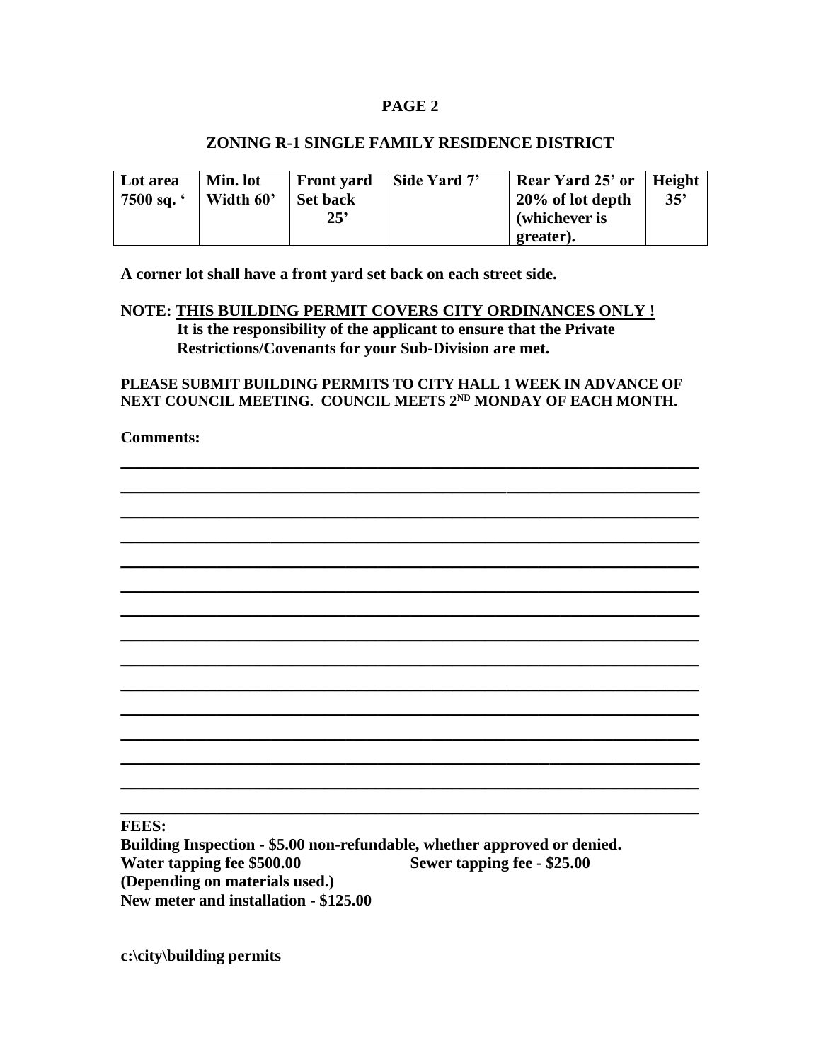**PAGE 2**

## ZONING R-1 SINGLE FAMILY RESIDENCE DISTRICT

| | | | | | |
|---|---|---|---|---|---|
| Lot area 7500 sq. ‘ | Min. lot Width 60’ | Front yard Set back 25’ | Side Yard 7’ | Rear Yard 25’ or 20% of lot depth (whichever is greater). | Height 35’ |

**A corner lot shall have a front yard set back on each street side.**

**NOTE: <u>THIS BUILDING PERMIT COVERS CITY ORDINANCES ONLY !</u>**
**It is the responsibility of the applicant to ensure that the Private Restrictions/Covenants for your Sub-Division are met.**

**PLEASE SUBMIT BUILDING PERMITS TO CITY HALL 1 WEEK IN ADVANCE OF NEXT COUNCIL MEETING. COUNCIL MEETS 2ND MONDAY OF EACH MONTH.**

**Comments:**

______________________________________________________________________

______________________________________________________________________

______________________________________________________________________

______________________________________________________________________

______________________________________________________________________

______________________________________________________________________

______________________________________________________________________

______________________________________________________________________

______________________________________________________________________

______________________________________________________________________

______________________________________________________________________

______________________________________________________________________

______________________________________________________________________

______________________________________________________________________

______________________________________________________________________

**FEES:**
**Building Inspection - $5.00 non-refundable, whether approved or denied.**
**Water tapping fee $500.00** **Sewer tapping fee - $25.00**
**(Depending on materials used.)**
**New meter and installation - $125.00**

**c:\city\building permits**